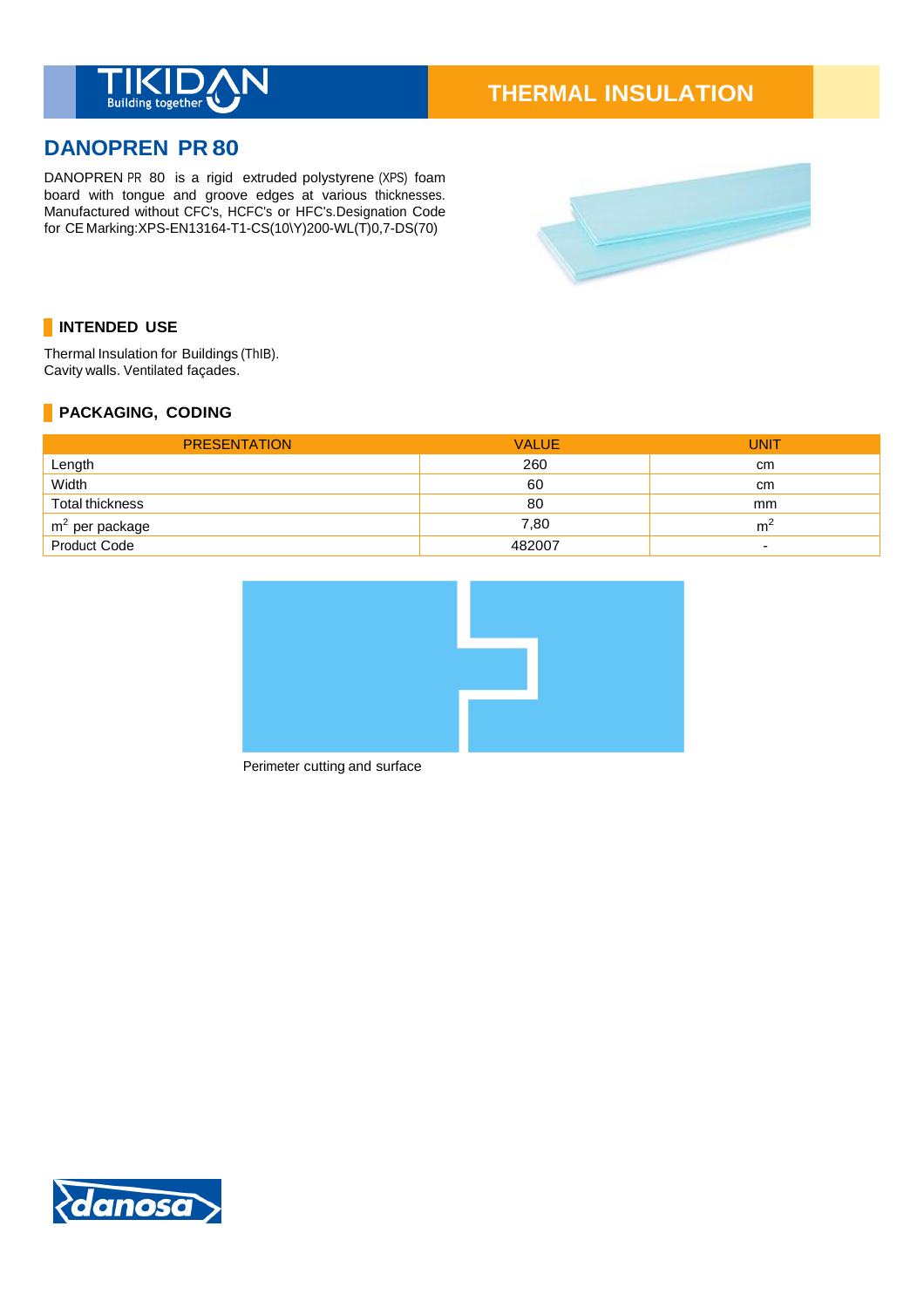THERMAL INSULATION

# DANOPREN PR 80

DANOPREN PR 80 is a rigid extruded polystyrene (XPS) foam board with tongue and groove edges at various thicknesses. Manufactured without CFC's, HCFC's or HFC's.Designation Code for CE Marking:XPS-EN13164-T1-CS(10\Y)200-WL(T)0,7-DS(70)

## INTENDED USE

Thermal Insulation for Buildings (ThIB).
Cavity walls. Ventilated façades.

## PACKAGING, CODING

| PRESENTATION | VALUE | UNIT |
|---|---|---|
| Length | 260 | cm |
| Width | 60 | cm |
| Total thickness | 80 | mm |
| $m^2$ per package | 7,80 | $m^2$ |
| Product Code | 482007 | - |

Perimeter cutting and surface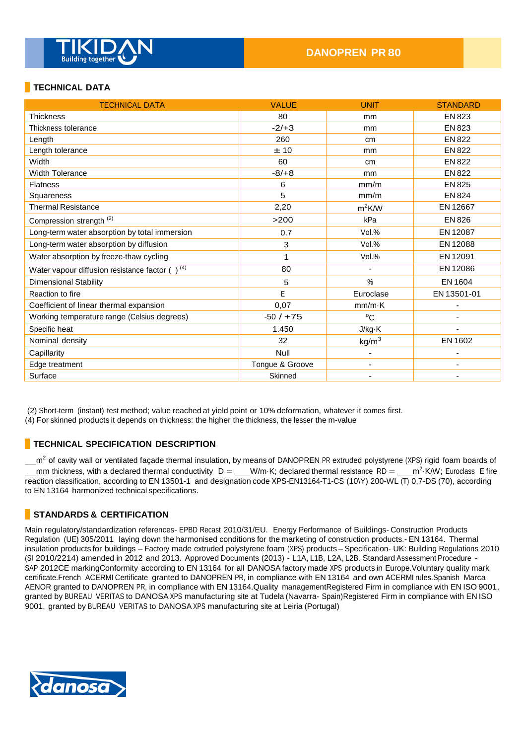## DANOPREN PR 80

### TECHNICAL DATA

| TECHNICAL DATA | VALUE | UNIT | STANDARD |
|---|---|---|---|
| Thickness | 80 | mm | EN 823 |
| Thickness tolerance | -2/+3 | mm | EN 823 |
| Length | 260 | cm | EN 822 |
| Length tolerance | ± 10 | mm | EN 822 |
| Width | 60 | cm | EN 822 |
| Width Tolerance | -8/+8 | mm | EN 822 |
| Flatness | 6 | mm/m | EN 825 |
| Squareness | 5 | mm/m | EN 824 |
| Thermal Resistance | 2,20 | $m^2K/W$ | EN 12667 |
| Compression strength (2) | >200 | kPa | EN 826 |
| Long-term water absorption by total immersion | 0.7 | Vol.% | EN 12087 |
| Long-term water absorption by diffusion | 3 | Vol.% | EN 12088 |
| Water absorption by freeze-thaw cycling | 1 | Vol.% | EN 12091 |
| Water vapour diffusion resistance factor ( ) (4) | 80 | - | EN 12086 |
| Dimensional Stability | 5 | % | EN 1604 |
| Reaction to fire | E | Euroclase | EN 13501-01 |
| Coefficient of linear thermal expansion | 0,07 | mm/m·K | - |
| Working temperature range (Celsius degrees) | -50 / +75 | °C | - |
| Specific heat | 1.450 | J/kg·K | - |
| Nominal density | 32 | $kg/m^3$ | EN 1602 |
| Capillarity | Null | - | - |
| Edge treatment | Tongue & Groove | - | - |
| Surface | Skinned | - | - |

(2) Short-term (instant) test method; value reached at yield point or 10% deformation, whatever it comes first.
(4) For skinned products it depends on thickness: the higher the thickness, the lesser the m-value

### TECHNICAL SPECIFICATION DESCRIPTION

__$m^2$ of cavity wall or ventilated façade thermal insulation, by means of DANOPREN PR extruded polystyrene (XPS) rigid foam boards of __mm thickness, with a declared thermal conductivity D = ___W/m·K; declared thermal resistance RD = ___$m^2$·K/W; Euroclass E fire reaction classification, according to EN 13501-1 and designation code XPS-EN13164-T1-CS (10\Y) 200-WL (T) 0,7-DS (70), according to EN 13164 harmonized technical specifications.

### STANDARDS & CERTIFICATION

Main regulatory/standardization references- EPBD Recast 2010/31/EU. Energy Performance of Buildings- Construction Products Regulation (UE) 305/2011 laying down the harmonised conditions for the marketing of construction products.- EN 13164. Thermal insulation products for buildings – Factory made extruded polystyrene foam (XPS) products – Specification- UK: Building Regulations 2010 (SI 2010/2214) amended in 2012 and 2013. Approved Documents (2013) - L1A, L1B, L2A, L2B. Standard Assessment Procedure - SAP 2012CE markingConformity according to EN 13164 for all DANOSA factory made XPS products in Europe.Voluntary quality mark certificate.French ACERMI Certificate granted to DANOPREN PR, in compliance with EN 13164 and own ACERMI rules.Spanish Marca AENOR granted to DANOPREN PR, in compliance with EN 13164.Quality managementRegistered Firm in compliance with EN ISO 9001, granted by BUREAU VERITAS to DANOSA XPS manufacturing site at Tudela (Navarra- Spain)Registered Firm in compliance with EN ISO 9001, granted by BUREAU VERITAS to DANOSA XPS manufacturing site at Leiria (Portugal)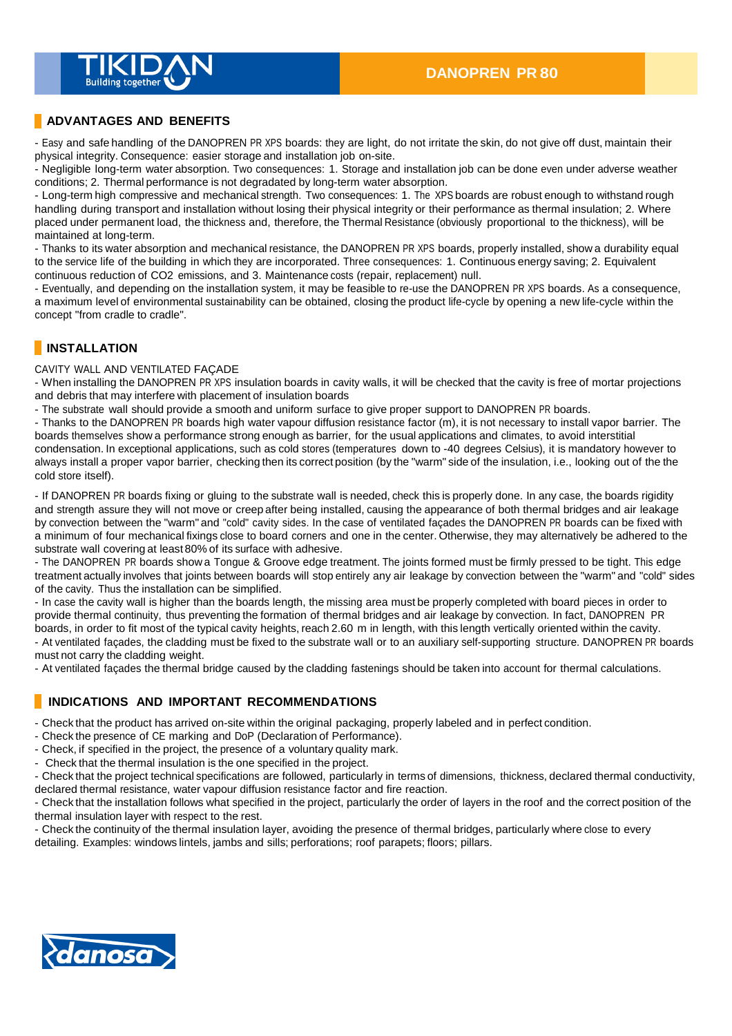## ADVANTAGES AND BENEFITS

- Easy and safe handling of the DANOPREN PR XPS boards: they are light, do not irritate the skin, do not give off dust, maintain their physical integrity. Consequence: easier storage and installation job on-site.
- Negligible long-term water absorption. Two consequences: 1. Storage and installation job can be done even under adverse weather conditions; 2. Thermal performance is not degradated by long-term water absorption.
- Long-term high compressive and mechanical strength. Two consequences: 1. The XPS boards are robust enough to withstand rough handling during transport and installation without losing their physical integrity or their performance as thermal insulation; 2. Where placed under permanent load, the thickness and, therefore, the Thermal Resistance (obviously proportional to the thickness), will be maintained at long-term.
- Thanks to its water absorption and mechanical resistance, the DANOPREN PR XPS boards, properly installed, show a durability equal to the service life of the building in which they are incorporated. Three consequences: 1. Continuous energy saving; 2. Equivalent continuous reduction of $CO_2$ emissions, and 3. Maintenance costs (repair, replacement) null.
- Eventually, and depending on the installation system, it may be feasible to re-use the DANOPREN PR XPS boards. As a consequence, a maximum level of environmental sustainability can be obtained, closing the product life-cycle by opening a new life-cycle within the concept "from cradle to cradle".

## INSTALLATION

CAVITY WALL AND VENTILATED FAÇADE

- When installing the DANOPREN PR XPS insulation boards in cavity walls, it will be checked that the cavity is free of mortar projections and debris that may interfere with placement of insulation boards
- The substrate wall should provide a smooth and uniform surface to give proper support to DANOPREN PR boards.
- Thanks to the DANOPREN PR boards high water vapour diffusion resistance factor (m), it is not necessary to install vapor barrier. The boards themselves show a performance strong enough as barrier, for the usual applications and climates, to avoid interstitial condensation. In exceptional applications, such as cold stores (temperatures down to -40 degrees Celsius), it is mandatory however to always install a proper vapor barrier, checking then its correct position (by the "warm" side of the insulation, i.e., looking out of the the cold store itself).

- If DANOPREN PR boards fixing or gluing to the substrate wall is needed, check this is properly done. In any case, the boards rigidity and strength assure they will not move or creep after being installed, causing the appearance of both thermal bridges and air leakage by convection between the "warm" and "cold" cavity sides. In the case of ventilated façades the DANOPREN PR boards can be fixed with a minimum of four mechanical fixings close to board corners and one in the center. Otherwise, they may alternatively be adhered to the substrate wall covering at least 80% of its surface with adhesive.
- The DANOPREN PR boards show a Tongue & Groove edge treatment. The joints formed must be firmly pressed to be tight. This edge treatment actually involves that joints between boards will stop entirely any air leakage by convection between the "warm" and "cold" sides of the cavity. Thus the installation can be simplified.
- In case the cavity wall is higher than the boards length, the missing area must be properly completed with board pieces in order to provide thermal continuity, thus preventing the formation of thermal bridges and air leakage by convection. In fact, DANOPREN PR boards, in order to fit most of the typical cavity heights, reach 2.60 m in length, with this length vertically oriented within the cavity.
- At ventilated façades, the cladding must be fixed to the substrate wall or to an auxiliary self-supporting structure. DANOPREN PR boards must not carry the cladding weight.
- At ventilated façades the thermal bridge caused by the cladding fastenings should be taken into account for thermal calculations.

## INDICATIONS AND IMPORTANT RECOMMENDATIONS

- Check that the product has arrived on-site within the original packaging, properly labeled and in perfect condition.
- Check the presence of CE marking and DoP (Declaration of Performance).
- Check, if specified in the project, the presence of a voluntary quality mark.
- Check that the thermal insulation is the one specified in the project.
- Check that the project technical specifications are followed, particularly in terms of dimensions, thickness, declared thermal conductivity, declared thermal resistance, water vapour diffusion resistance factor and fire reaction.
- Check that the installation follows what specified in the project, particularly the order of layers in the roof and the correct position of the thermal insulation layer with respect to the rest.
- Check the continuity of the thermal insulation layer, avoiding the presence of thermal bridges, particularly where close to every detailing. Examples: windows lintels, jambs and sills; perforations; roof parapets; floors; pillars.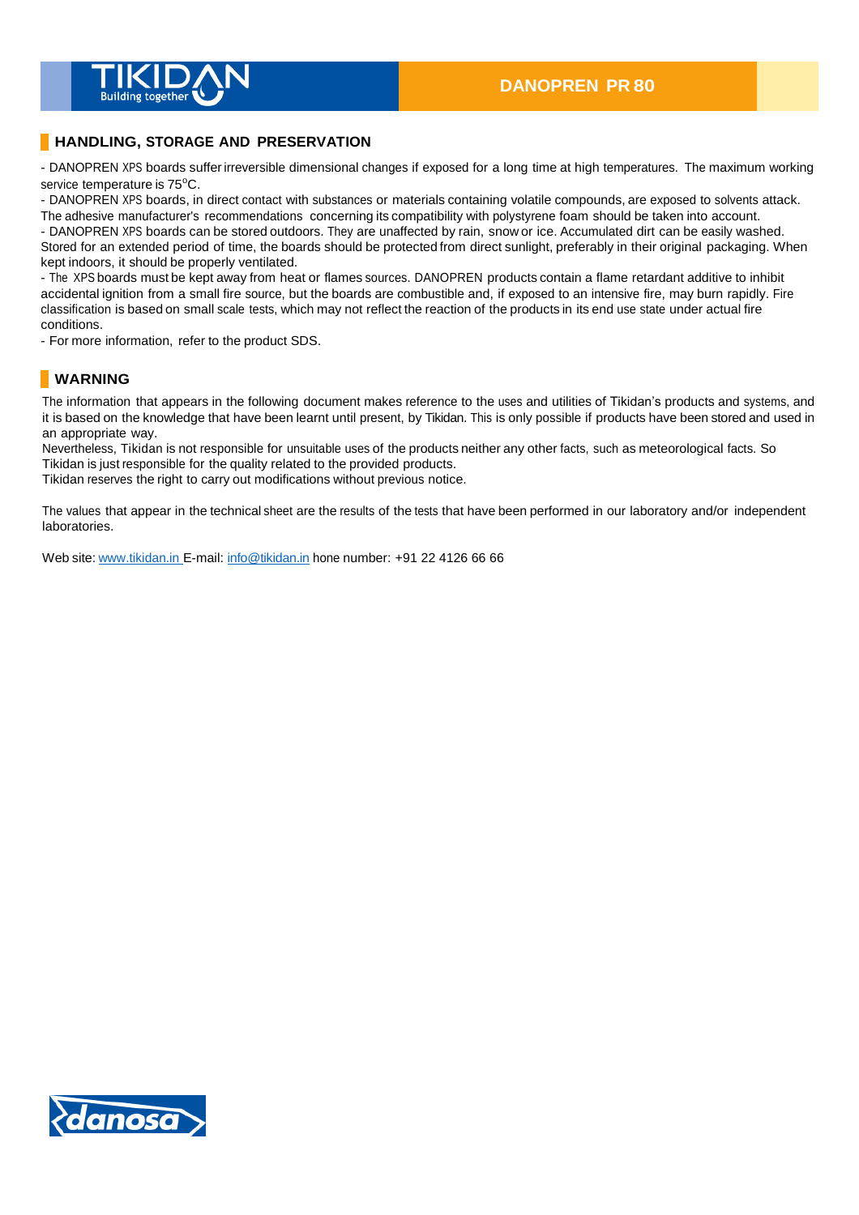## HANDLING, STORAGE AND PRESERVATION

- DANOPREN XPS boards suffer irreversible dimensional changes if exposed for a long time at high temperatures. The maximum working service temperature is 75ºC.
- DANOPREN XPS boards, in direct contact with substances or materials containing volatile compounds, are exposed to solvents attack. The adhesive manufacturer's recommendations concerning its compatibility with polystyrene foam should be taken into account.
- DANOPREN XPS boards can be stored outdoors. They are unaffected by rain, snow or ice. Accumulated dirt can be easily washed. Stored for an extended period of time, the boards should be protected from direct sunlight, preferably in their original packaging. When kept indoors, it should be properly ventilated.
- The XPS boards must be kept away from heat or flames sources. DANOPREN products contain a flame retardant additive to inhibit accidental ignition from a small fire source, but the boards are combustible and, if exposed to an intensive fire, may burn rapidly. Fire classification is based on small scale tests, which may not reflect the reaction of the products in its end use state under actual fire conditions.
- For more information, refer to the product SDS.

## WARNING

The information that appears in the following document makes reference to the uses and utilities of Tikidan's products and systems, and it is based on the knowledge that have been learnt until present, by Tikidan. This is only possible if products have been stored and used in an appropriate way.
Nevertheless, Tikidan is not responsible for unsuitable uses of the products neither any other facts, such as meteorological facts. So Tikidan is just responsible for the quality related to the provided products.
Tikidan reserves the right to carry out modifications without previous notice.

The values that appear in the technical sheet are the results of the tests that have been performed in our laboratory and/or independent laboratories.

Web site: www.tikidan.in E-mail: info@tikidan.in hone number: +91 22 4126 66 66